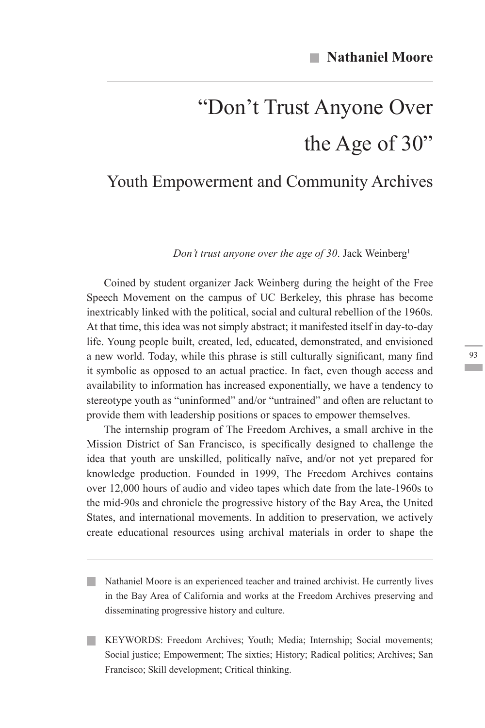**Nathaniel Moore**

# "Don't Trust Anyone Over the Age of 30"

## Youth Empowerment and Community Archives

*Don't trust anyone over the age of 30*. Jack Weinberg[1]

Coined by student organizer Jack Weinberg during the height of the Free Speech Movement on the campus of UC Berkeley, this phrase has become inextricably linked with the political, social and cultural rebellion of the 1960s. At that time, this idea was not simply abstract; it manifested itself in day-to-day life. Young people built, created, led, educated, demonstrated, and envisioned a new world. Today, while this phrase is still culturally significant, many find it symbolic as opposed to an actual practice. In fact, even though access and availability to information has increased exponentially, we have a tendency to stereotype youth as "uninformed" and/or "untrained" and often are reluctant to provide them with leadership positions or spaces to empower themselves.

The internship program of The Freedom Archives, a small archive in the Mission District of San Francisco, is specifically designed to challenge the idea that youth are unskilled, politically naïve, and/or not yet prepared for knowledge production. Founded in 1999, The Freedom Archives contains over 12,000 hours of audio and video tapes which date from the late-1960s to the mid-90s and chronicle the progressive history of the Bay Area, the United States, and international movements. In addition to preservation, we actively create educational resources using archival materials in order to shape the

---

Nathaniel Moore is an experienced teacher and trained archivist. He currently lives in the Bay Area of California and works at the Freedom Archives preserving and disseminating progressive history and culture.

KEYWORDS: Freedom Archives; Youth; Media; Internship; Social movements; Social justice; Empowerment; The sixties; History; Radical politics; Archives; San Francisco; Skill development; Critical thinking.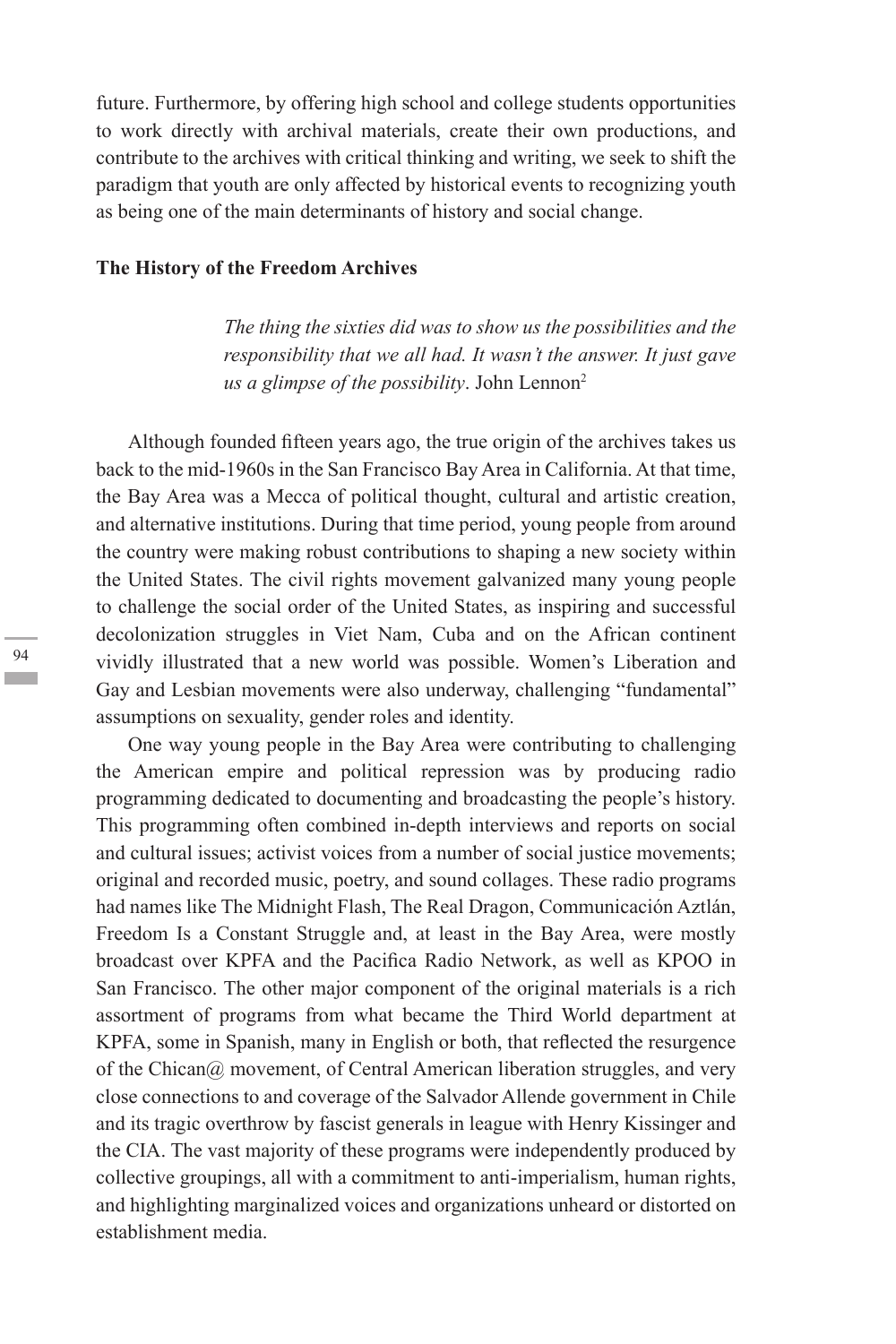future. Furthermore, by offering high school and college students opportunities to work directly with archival materials, create their own productions, and contribute to the archives with critical thinking and writing, we seek to shift the paradigm that youth are only affected by historical events to recognizing youth as being one of the main determinants of history and social change.

## The History of the Freedom Archives

> *The thing the sixties did was to show us the possibilities and the responsibility that we all had. It wasn't the answer. It just gave us a glimpse of the possibility*. John Lennon[2]

Although founded fifteen years ago, the true origin of the archives takes us back to the mid-1960s in the San Francisco Bay Area in California. At that time, the Bay Area was a Mecca of political thought, cultural and artistic creation, and alternative institutions. During that time period, young people from around the country were making robust contributions to shaping a new society within the United States. The civil rights movement galvanized many young people to challenge the social order of the United States, as inspiring and successful decolonization struggles in Viet Nam, Cuba and on the African continent vividly illustrated that a new world was possible. Women's Liberation and Gay and Lesbian movements were also underway, challenging "fundamental" assumptions on sexuality, gender roles and identity.

One way young people in the Bay Area were contributing to challenging the American empire and political repression was by producing radio programming dedicated to documenting and broadcasting the people's history. This programming often combined in-depth interviews and reports on social and cultural issues; activist voices from a number of social justice movements; original and recorded music, poetry, and sound collages. These radio programs had names like The Midnight Flash, The Real Dragon, Communicación Aztlán, Freedom Is a Constant Struggle and, at least in the Bay Area, were mostly broadcast over KPFA and the Pacifica Radio Network, as well as KPOO in San Francisco. The other major component of the original materials is a rich assortment of programs from what became the Third World department at KPFA, some in Spanish, many in English or both, that reflected the resurgence of the Chican@ movement, of Central American liberation struggles, and very close connections to and coverage of the Salvador Allende government in Chile and its tragic overthrow by fascist generals in league with Henry Kissinger and the CIA. The vast majority of these programs were independently produced by collective groupings, all with a commitment to anti-imperialism, human rights, and highlighting marginalized voices and organizations unheard or distorted on establishment media.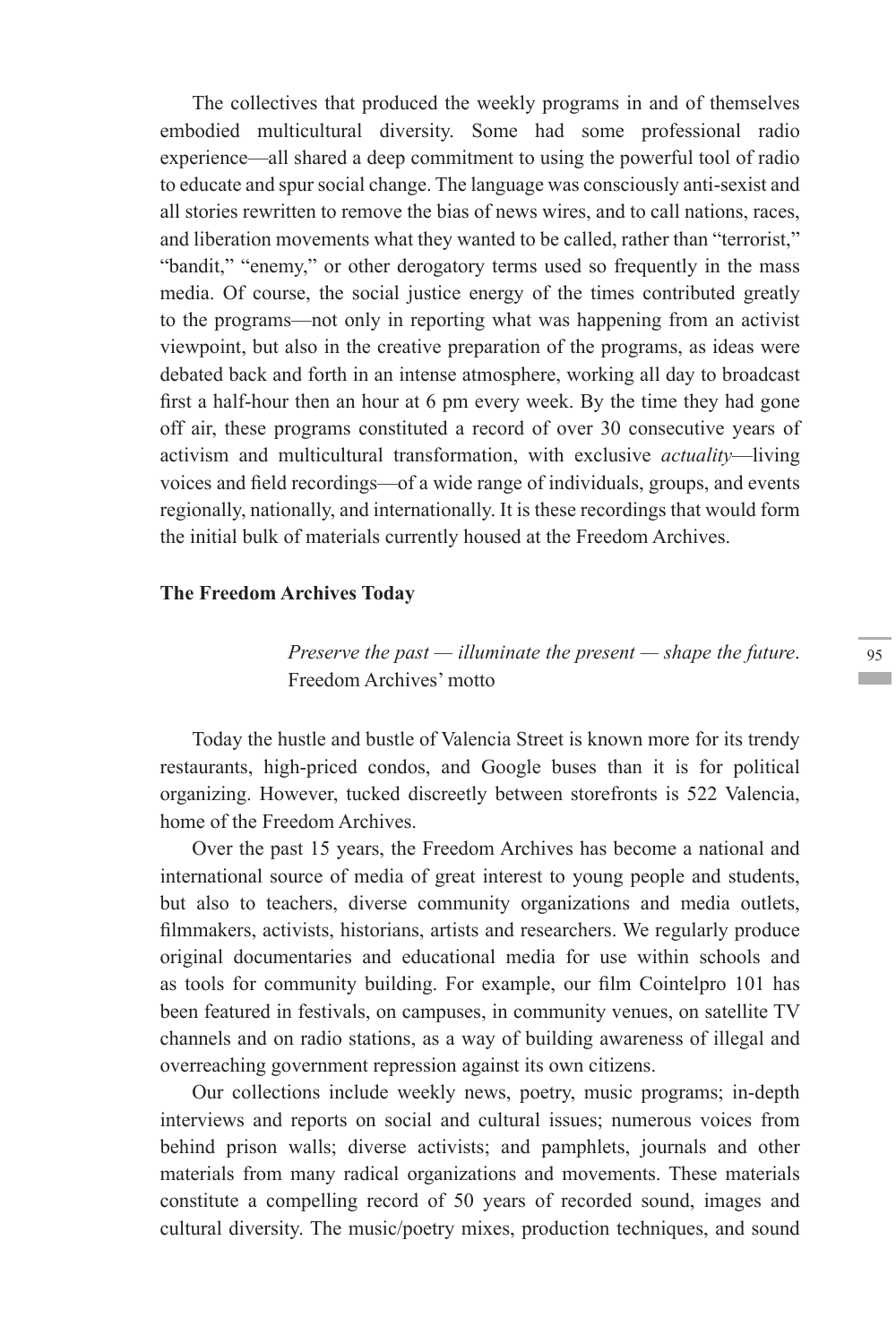The collectives that produced the weekly programs in and of themselves embodied multicultural diversity. Some had some professional radio experience—all shared a deep commitment to using the powerful tool of radio to educate and spur social change. The language was consciously anti-sexist and all stories rewritten to remove the bias of news wires, and to call nations, races, and liberation movements what they wanted to be called, rather than "terrorist," "bandit," "enemy," or other derogatory terms used so frequently in the mass media. Of course, the social justice energy of the times contributed greatly to the programs—not only in reporting what was happening from an activist viewpoint, but also in the creative preparation of the programs, as ideas were debated back and forth in an intense atmosphere, working all day to broadcast first a half-hour then an hour at 6 pm every week. By the time they had gone off air, these programs constituted a record of over 30 consecutive years of activism and multicultural transformation, with exclusive *actuality*—living voices and field recordings—of a wide range of individuals, groups, and events regionally, nationally, and internationally. It is these recordings that would form the initial bulk of materials currently housed at the Freedom Archives.

**The Freedom Archives Today**

> *Preserve the past — illuminate the present — shape the future*.
> Freedom Archives' motto

Today the hustle and bustle of Valencia Street is known more for its trendy restaurants, high-priced condos, and Google buses than it is for political organizing. However, tucked discreetly between storefronts is 522 Valencia, home of the Freedom Archives.

Over the past 15 years, the Freedom Archives has become a national and international source of media of great interest to young people and students, but also to teachers, diverse community organizations and media outlets, filmmakers, activists, historians, artists and researchers. We regularly produce original documentaries and educational media for use within schools and as tools for community building. For example, our film Cointelpro 101 has been featured in festivals, on campuses, in community venues, on satellite TV channels and on radio stations, as a way of building awareness of illegal and overreaching government repression against its own citizens.

Our collections include weekly news, poetry, music programs; in-depth interviews and reports on social and cultural issues; numerous voices from behind prison walls; diverse activists; and pamphlets, journals and other materials from many radical organizations and movements. These materials constitute a compelling record of 50 years of recorded sound, images and cultural diversity. The music/poetry mixes, production techniques, and sound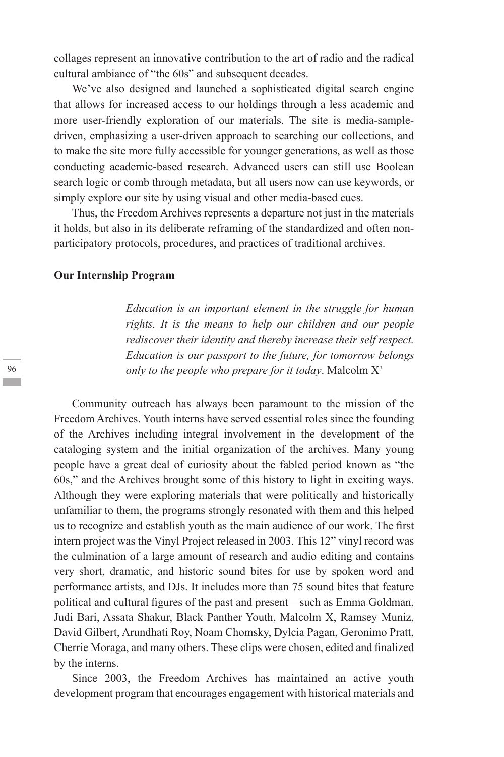collages represent an innovative contribution to the art of radio and the radical cultural ambiance of "the 60s" and subsequent decades.

We've also designed and launched a sophisticated digital search engine that allows for increased access to our holdings through a less academic and more user-friendly exploration of our materials. The site is media-sample-driven, emphasizing a user-driven approach to searching our collections, and to make the site more fully accessible for younger generations, as well as those conducting academic-based research. Advanced users can still use Boolean search logic or comb through metadata, but all users now can use keywords, or simply explore our site by using visual and other media-based cues.

Thus, the Freedom Archives represents a departure not just in the materials it holds, but also in its deliberate reframing of the standardized and often non-participatory protocols, procedures, and practices of traditional archives.

**Our Internship Program**

> *Education is an important element in the struggle for human rights. It is the means to help our children and our people rediscover their identity and thereby increase their self respect. Education is our passport to the future, for tomorrow belongs only to the people who prepare for it today*. Malcolm X[3]

Community outreach has always been paramount to the mission of the Freedom Archives. Youth interns have served essential roles since the founding of the Archives including integral involvement in the development of the cataloging system and the initial organization of the archives. Many young people have a great deal of curiosity about the fabled period known as "the 60s," and the Archives brought some of this history to light in exciting ways. Although they were exploring materials that were politically and historically unfamiliar to them, the programs strongly resonated with them and this helped us to recognize and establish youth as the main audience of our work. The first intern project was the Vinyl Project released in 2003. This 12" vinyl record was the culmination of a large amount of research and audio editing and contains very short, dramatic, and historic sound bites for use by spoken word and performance artists, and DJs. It includes more than 75 sound bites that feature political and cultural figures of the past and present—such as Emma Goldman, Judi Bari, Assata Shakur, Black Panther Youth, Malcolm X, Ramsey Muniz, David Gilbert, Arundhati Roy, Noam Chomsky, Dylcia Pagan, Geronimo Pratt, Cherrie Moraga, and many others. These clips were chosen, edited and finalized by the interns.

Since 2003, the Freedom Archives has maintained an active youth development program that encourages engagement with historical materials and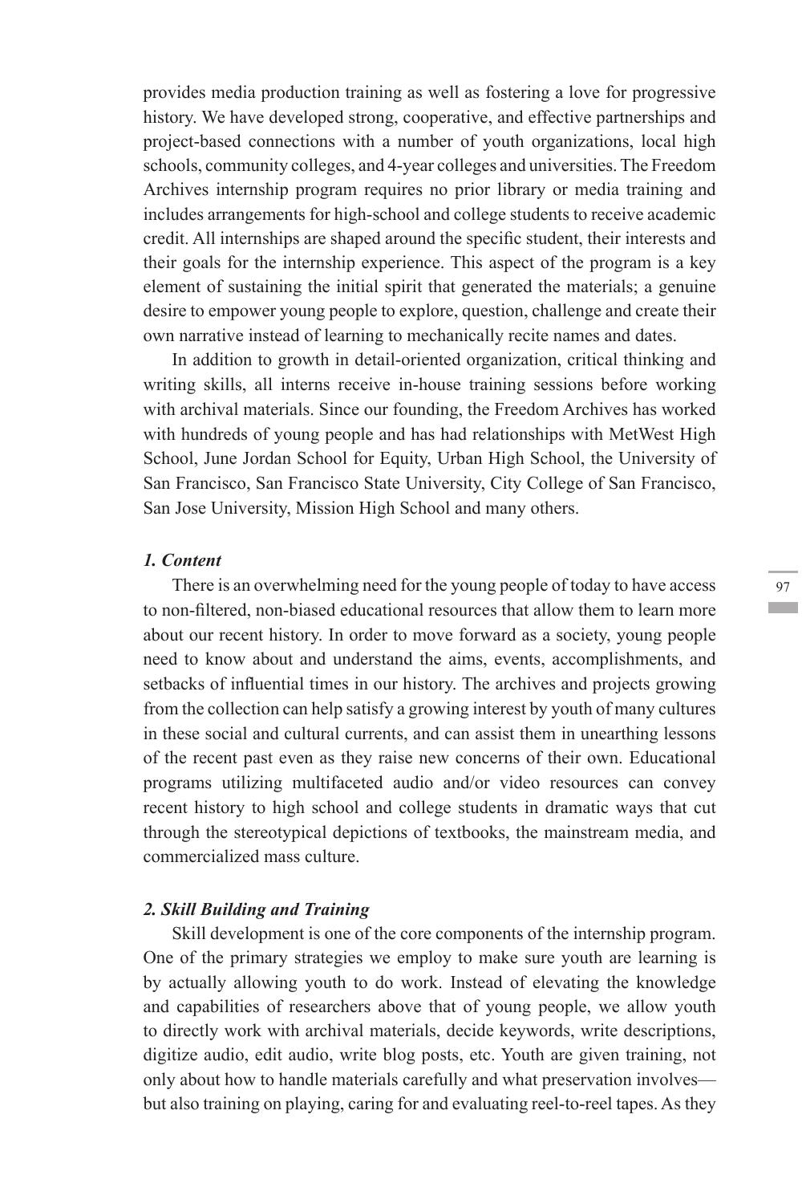provides media production training as well as fostering a love for progressive history. We have developed strong, cooperative, and effective partnerships and project-based connections with a number of youth organizations, local high schools, community colleges, and 4-year colleges and universities. The Freedom Archives internship program requires no prior library or media training and includes arrangements for high-school and college students to receive academic credit. All internships are shaped around the specific student, their interests and their goals for the internship experience. This aspect of the program is a key element of sustaining the initial spirit that generated the materials; a genuine desire to empower young people to explore, question, challenge and create their own narrative instead of learning to mechanically recite names and dates.

In addition to growth in detail-oriented organization, critical thinking and writing skills, all interns receive in-house training sessions before working with archival materials. Since our founding, the Freedom Archives has worked with hundreds of young people and has had relationships with MetWest High School, June Jordan School for Equity, Urban High School, the University of San Francisco, San Francisco State University, City College of San Francisco, San Jose University, Mission High School and many others.

### *1. Content*

There is an overwhelming need for the young people of today to have access to non-filtered, non-biased educational resources that allow them to learn more about our recent history. In order to move forward as a society, young people need to know about and understand the aims, events, accomplishments, and setbacks of influential times in our history. The archives and projects growing from the collection can help satisfy a growing interest by youth of many cultures in these social and cultural currents, and can assist them in unearthing lessons of the recent past even as they raise new concerns of their own. Educational programs utilizing multifaceted audio and/or video resources can convey recent history to high school and college students in dramatic ways that cut through the stereotypical depictions of textbooks, the mainstream media, and commercialized mass culture.

### *2. Skill Building and Training*

Skill development is one of the core components of the internship program. One of the primary strategies we employ to make sure youth are learning is by actually allowing youth to do work. Instead of elevating the knowledge and capabilities of researchers above that of young people, we allow youth to directly work with archival materials, decide keywords, write descriptions, digitize audio, edit audio, write blog posts, etc. Youth are given training, not only about how to handle materials carefully and what preservation involves—but also training on playing, caring for and evaluating reel-to-reel tapes. As they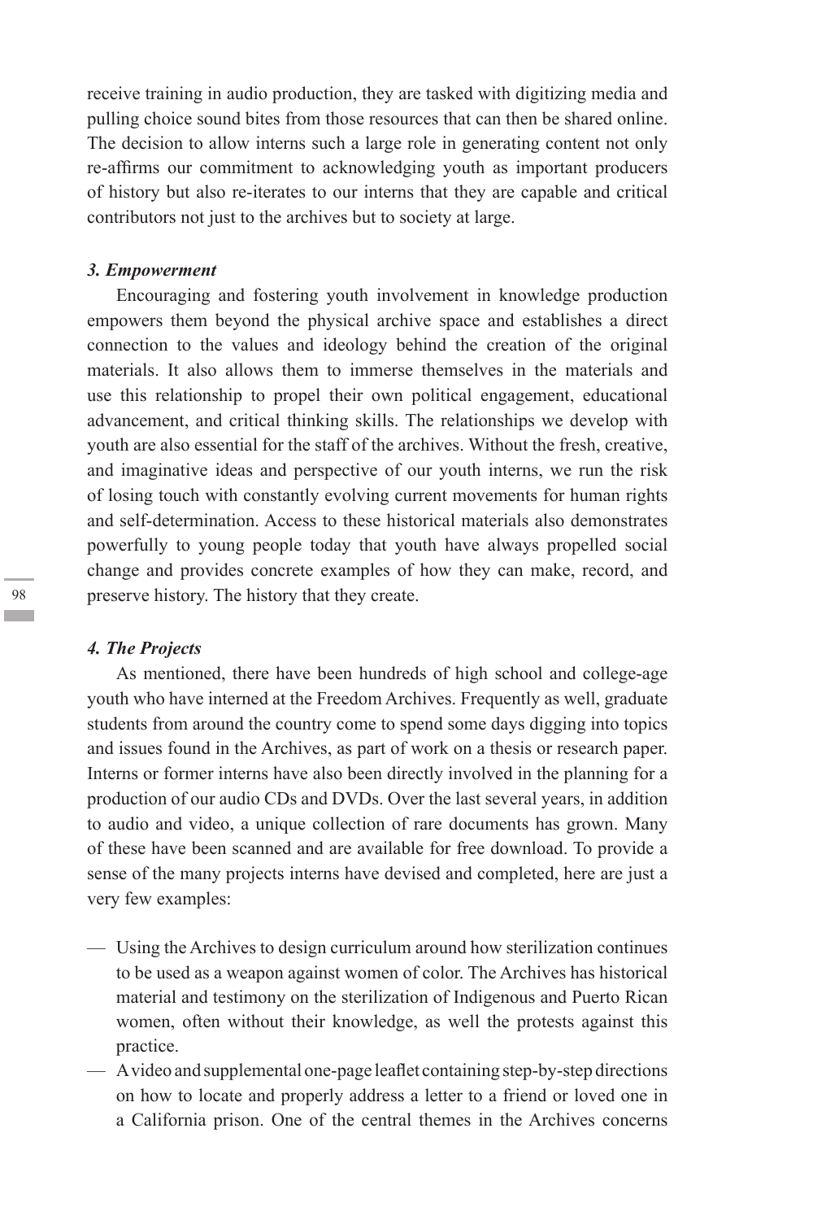receive training in audio production, they are tasked with digitizing media and pulling choice sound bites from those resources that can then be shared online. The decision to allow interns such a large role in generating content not only re-affirms our commitment to acknowledging youth as important producers of history but also re-iterates to our interns that they are capable and critical contributors not just to the archives but to society at large.

### *3. Empowerment*

Encouraging and fostering youth involvement in knowledge production empowers them beyond the physical archive space and establishes a direct connection to the values and ideology behind the creation of the original materials. It also allows them to immerse themselves in the materials and use this relationship to propel their own political engagement, educational advancement, and critical thinking skills. The relationships we develop with youth are also essential for the staff of the archives. Without the fresh, creative, and imaginative ideas and perspective of our youth interns, we run the risk of losing touch with constantly evolving current movements for human rights and self-determination. Access to these historical materials also demonstrates powerfully to young people today that youth have always propelled social change and provides concrete examples of how they can make, record, and preserve history. The history that they create.

### *4. The Projects*

As mentioned, there have been hundreds of high school and college-age youth who have interned at the Freedom Archives. Frequently as well, graduate students from around the country come to spend some days digging into topics and issues found in the Archives, as part of work on a thesis or research paper. Interns or former interns have also been directly involved in the planning for a production of our audio CDs and DVDs. Over the last several years, in addition to audio and video, a unique collection of rare documents has grown. Many of these have been scanned and are available for free download. To provide a sense of the many projects interns have devised and completed, here are just a very few examples:

- Using the Archives to design curriculum around how sterilization continues to be used as a weapon against women of color. The Archives has historical material and testimony on the sterilization of Indigenous and Puerto Rican women, often without their knowledge, as well the protests against this practice.
- A video and supplemental one-page leaflet containing step-by-step directions on how to locate and properly address a letter to a friend or loved one in a California prison. One of the central themes in the Archives concerns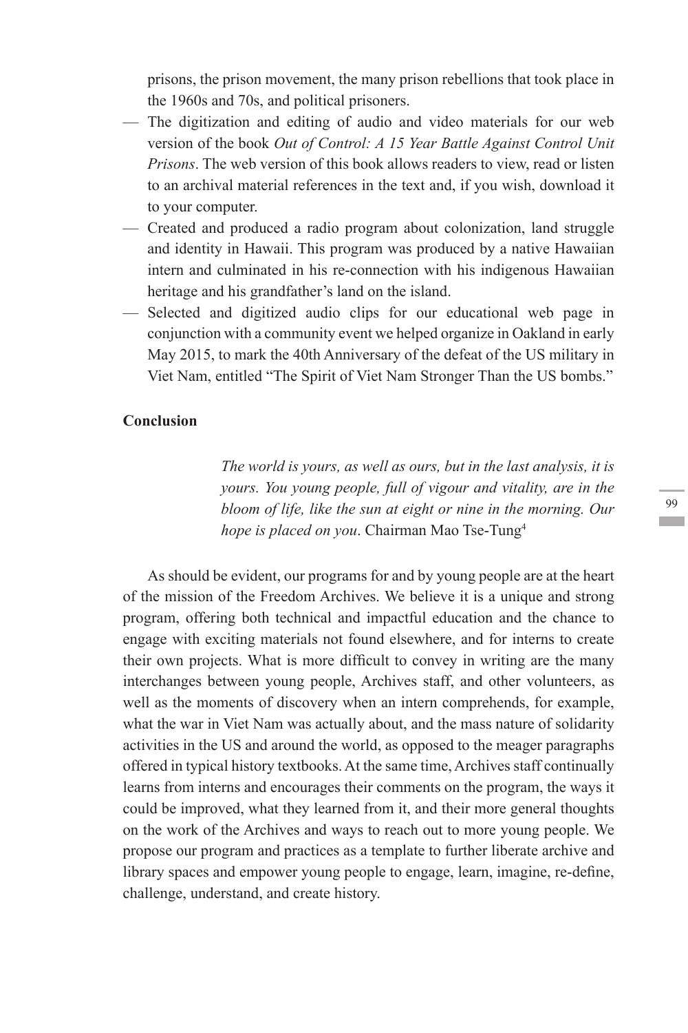prisons, the prison movement, the many prison rebellions that took place in the 1960s and 70s, and political prisoners.

- The digitization and editing of audio and video materials for our web version of the book *Out of Control: A 15 Year Battle Against Control Unit Prisons*. The web version of this book allows readers to view, read or listen to an archival material references in the text and, if you wish, download it to your computer.
- Created and produced a radio program about colonization, land struggle and identity in Hawaii. This program was produced by a native Hawaiian intern and culminated in his re-connection with his indigenous Hawaiian heritage and his grandfather's land on the island.
- Selected and digitized audio clips for our educational web page in conjunction with a community event we helped organize in Oakland in early May 2015, to mark the 40th Anniversary of the defeat of the US military in Viet Nam, entitled "The Spirit of Viet Nam Stronger Than the US bombs."

**Conclusion**

> *The world is yours, as well as ours, but in the last analysis, it is yours. You young people, full of vigour and vitality, are in the bloom of life, like the sun at eight or nine in the morning. Our hope is placed on you*. Chairman Mao Tse-Tung[4]

As should be evident, our programs for and by young people are at the heart of the mission of the Freedom Archives. We believe it is a unique and strong program, offering both technical and impactful education and the chance to engage with exciting materials not found elsewhere, and for interns to create their own projects. What is more difficult to convey in writing are the many interchanges between young people, Archives staff, and other volunteers, as well as the moments of discovery when an intern comprehends, for example, what the war in Viet Nam was actually about, and the mass nature of solidarity activities in the US and around the world, as opposed to the meager paragraphs offered in typical history textbooks. At the same time, Archives staff continually learns from interns and encourages their comments on the program, the ways it could be improved, what they learned from it, and their more general thoughts on the work of the Archives and ways to reach out to more young people. We propose our program and practices as a template to further liberate archive and library spaces and empower young people to engage, learn, imagine, re-define, challenge, understand, and create history.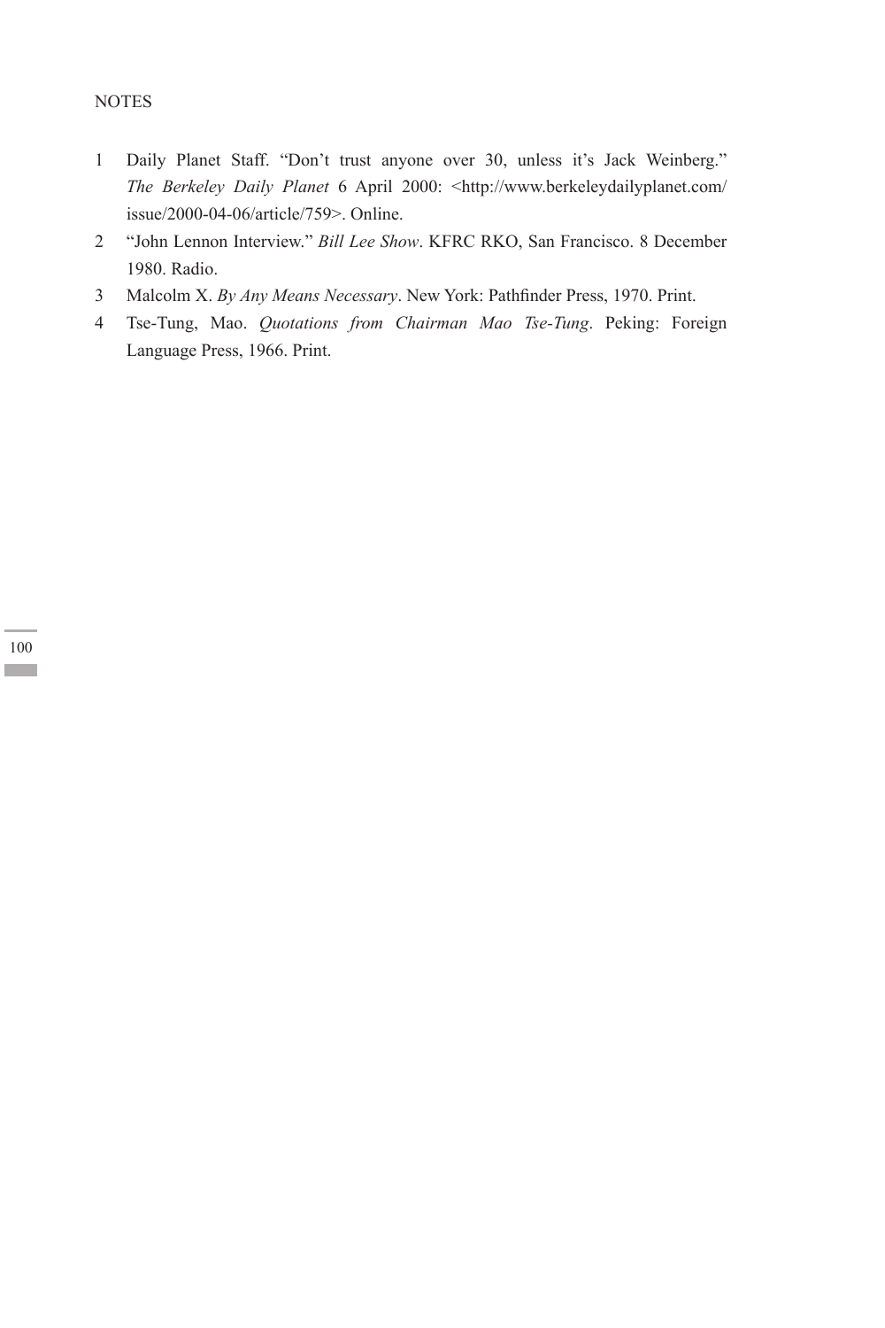NOTES

1. Daily Planet Staff. "Don't trust anyone over 30, unless it's Jack Weinberg." *The Berkeley Daily Planet* 6 April 2000: <http://www.berkeleydailyplanet.com/issue/2000-04-06/article/759>. Online.
2. "John Lennon Interview." *Bill Lee Show*. KFRC RKO, San Francisco. 8 December 1980. Radio.
3. Malcolm X. *By Any Means Necessary*. New York: Pathfinder Press, 1970. Print.
4. Tse-Tung, Mao. *Quotations from Chairman Mao Tse-Tung*. Peking: Foreign Language Press, 1966. Print.